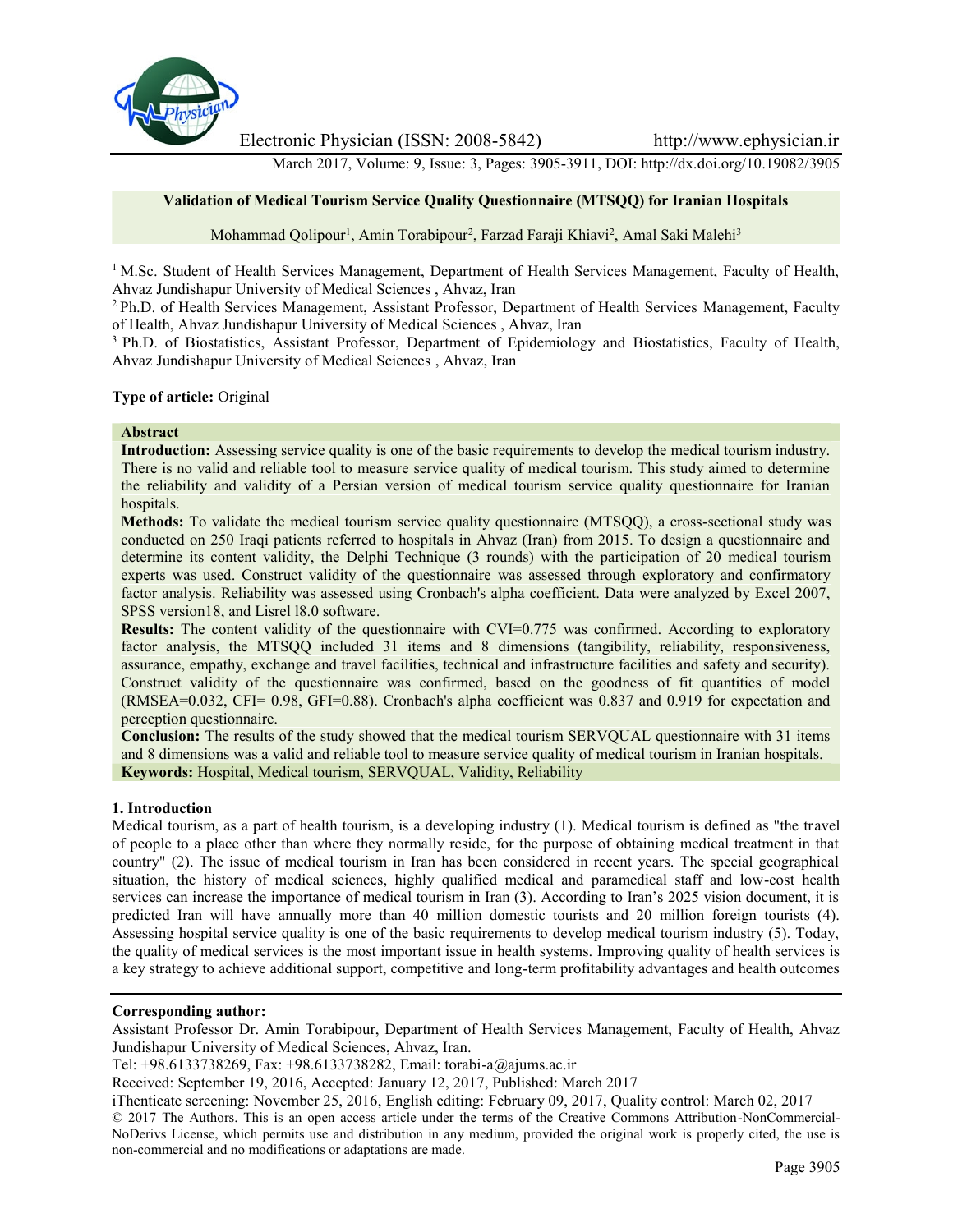Electronic Physician (ISSN: 2008-5842) http://www.ephysician.ir

March 2017, Volume: 9, Issue: 3, Pages: 3905-3911, DOI: http://dx.doi.org/10.19082/3905

# Validation of Medical Tourism Service Quality Questionnaire (MTSQQ) for Iranian Hospitals

Mohammad Qolipour[1], Amin Torabipour[2], Farzad Faraji Khiavi[2], Amal Saki Malehi[3]

[1] M.Sc. Student of Health Services Management, Department of Health Services Management, Faculty of Health, Ahvaz Jundishapur University of Medical Sciences , Ahvaz, Iran

[2] Ph.D. of Health Services Management, Assistant Professor, Department of Health Services Management, Faculty of Health, Ahvaz Jundishapur University of Medical Sciences , Ahvaz, Iran

[3] Ph.D. of Biostatistics, Assistant Professor, Department of Epidemiology and Biostatistics, Faculty of Health, Ahvaz Jundishapur University of Medical Sciences , Ahvaz, Iran

**Type of article:** Original

## Abstract

**Introduction:** Assessing service quality is one of the basic requirements to develop the medical tourism industry. There is no valid and reliable tool to measure service quality of medical tourism. This study aimed to determine the reliability and validity of a Persian version of medical tourism service quality questionnaire for Iranian hospitals.

**Methods:** To validate the medical tourism service quality questionnaire (MTSQQ), a cross-sectional study was conducted on 250 Iraqi patients referred to hospitals in Ahvaz (Iran) from 2015. To design a questionnaire and determine its content validity, the Delphi Technique (3 rounds) with the participation of 20 medical tourism experts was used. Construct validity of the questionnaire was assessed through exploratory and confirmatory factor analysis. Reliability was assessed using Cronbach's alpha coefficient. Data were analyzed by Excel 2007, SPSS version18, and Lisrel l8.0 software.

**Results:** The content validity of the questionnaire with CVI=0.775 was confirmed. According to exploratory factor analysis, the MTSQQ included 31 items and 8 dimensions (tangibility, reliability, responsiveness, assurance, empathy, exchange and travel facilities, technical and infrastructure facilities and safety and security). Construct validity of the questionnaire was confirmed, based on the goodness of fit quantities of model (RMSEA=0.032, CFI= 0.98, GFI=0.88). Cronbach's alpha coefficient was 0.837 and 0.919 for expectation and perception questionnaire.

**Conclusion:** The results of the study showed that the medical tourism SERVQUAL questionnaire with 31 items and 8 dimensions was a valid and reliable tool to measure service quality of medical tourism in Iranian hospitals.

**Keywords:** Hospital, Medical tourism, SERVQUAL, Validity, Reliability

## 1. Introduction

Medical tourism, as a part of health tourism, is a developing industry (1). Medical tourism is defined as "the travel of people to a place other than where they normally reside, for the purpose of obtaining medical treatment in that country" (2). The issue of medical tourism in Iran has been considered in recent years. The special geographical situation, the history of medical sciences, highly qualified medical and paramedical staff and low-cost health services can increase the importance of medical tourism in Iran (3). According to Iran's 2025 vision document, it is predicted Iran will have annually more than 40 million domestic tourists and 20 million foreign tourists (4). Assessing hospital service quality is one of the basic requirements to develop medical tourism industry (5). Today, the quality of medical services is the most important issue in health systems. Improving quality of health services is a key strategy to achieve additional support, competitive and long-term profitability advantages and health outcomes

**Corresponding author:**

Assistant Professor Dr. Amin Torabipour, Department of Health Services Management, Faculty of Health, Ahvaz Jundishapur University of Medical Sciences, Ahvaz, Iran.

Tel: +98.6133738269, Fax: +98.6133738282, Email: torabi-a@ajums.ac.ir

Received: September 19, 2016, Accepted: January 12, 2017, Published: March 2017

iThenticate screening: November 25, 2016, English editing: February 09, 2017, Quality control: March 02, 2017

© 2017 The Authors. This is an open access article under the terms of the Creative Commons Attribution-NonCommercial-NoDerivs License, which permits use and distribution in any medium, provided the original work is properly cited, the use is non-commercial and no modifications or adaptations are made.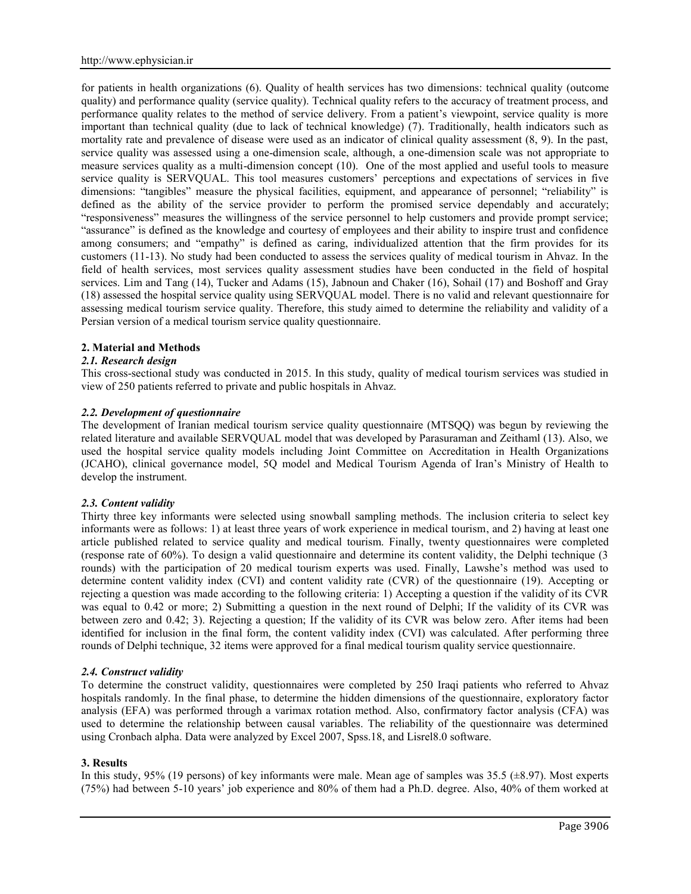for patients in health organizations (6). Quality of health services has two dimensions: technical quality (outcome quality) and performance quality (service quality). Technical quality refers to the accuracy of treatment process, and performance quality relates to the method of service delivery. From a patient's viewpoint, service quality is more important than technical quality (due to lack of technical knowledge) (7). Traditionally, health indicators such as mortality rate and prevalence of disease were used as an indicator of clinical quality assessment (8, 9). In the past, service quality was assessed using a one-dimension scale, although, a one-dimension scale was not appropriate to measure services quality as a multi-dimension concept (10). One of the most applied and useful tools to measure service quality is SERVQUAL. This tool measures customers' perceptions and expectations of services in five dimensions: "tangibles" measure the physical facilities, equipment, and appearance of personnel; "reliability" is defined as the ability of the service provider to perform the promised service dependably and accurately; "responsiveness" measures the willingness of the service personnel to help customers and provide prompt service; "assurance" is defined as the knowledge and courtesy of employees and their ability to inspire trust and confidence among consumers; and "empathy" is defined as caring, individualized attention that the firm provides for its customers (11-13). No study had been conducted to assess the services quality of medical tourism in Ahvaz. In the field of health services, most services quality assessment studies have been conducted in the field of hospital services. Lim and Tang (14), Tucker and Adams (15), Jabnoun and Chaker (16), Sohail (17) and Boshoff and Gray (18) assessed the hospital service quality using SERVQUAL model. There is no valid and relevant questionnaire for assessing medical tourism service quality. Therefore, this study aimed to determine the reliability and validity of a Persian version of a medical tourism service quality questionnaire.

## 2. Material and Methods

### *2.1. Research design*

This cross-sectional study was conducted in 2015. In this study, quality of medical tourism services was studied in view of 250 patients referred to private and public hospitals in Ahvaz.

### *2.2. Development of questionnaire*

The development of Iranian medical tourism service quality questionnaire (MTSQQ) was begun by reviewing the related literature and available SERVQUAL model that was developed by Parasuraman and Zeithaml (13). Also, we used the hospital service quality models including Joint Committee on Accreditation in Health Organizations (JCAHO), clinical governance model, 5Q model and Medical Tourism Agenda of Iran's Ministry of Health to develop the instrument.

### *2.3. Content validity*

Thirty three key informants were selected using snowball sampling methods. The inclusion criteria to select key informants were as follows: 1) at least three years of work experience in medical tourism, and 2) having at least one article published related to service quality and medical tourism. Finally, twenty questionnaires were completed (response rate of 60%). To design a valid questionnaire and determine its content validity, the Delphi technique (3 rounds) with the participation of 20 medical tourism experts was used. Finally, Lawshe's method was used to determine content validity index (CVI) and content validity rate (CVR) of the questionnaire (19). Accepting or rejecting a question was made according to the following criteria: 1) Accepting a question if the validity of its CVR was equal to 0.42 or more; 2) Submitting a question in the next round of Delphi; If the validity of its CVR was between zero and 0.42; 3). Rejecting a question; If the validity of its CVR was below zero. After items had been identified for inclusion in the final form, the content validity index (CVI) was calculated. After performing three rounds of Delphi technique, 32 items were approved for a final medical tourism quality service questionnaire.

### *2.4. Construct validity*

To determine the construct validity, questionnaires were completed by 250 Iraqi patients who referred to Ahvaz hospitals randomly. In the final phase, to determine the hidden dimensions of the questionnaire, exploratory factor analysis (EFA) was performed through a varimax rotation method. Also, confirmatory factor analysis (CFA) was used to determine the relationship between causal variables. The reliability of the questionnaire was determined using Cronbach alpha. Data were analyzed by Excel 2007, Spss.18, and Lisrel8.0 software.

## 3. Results

In this study, 95% (19 persons) of key informants were male. Mean age of samples was 35.5 (±8.97). Most experts (75%) had between 5-10 years' job experience and 80% of them had a Ph.D. degree. Also, 40% of them worked at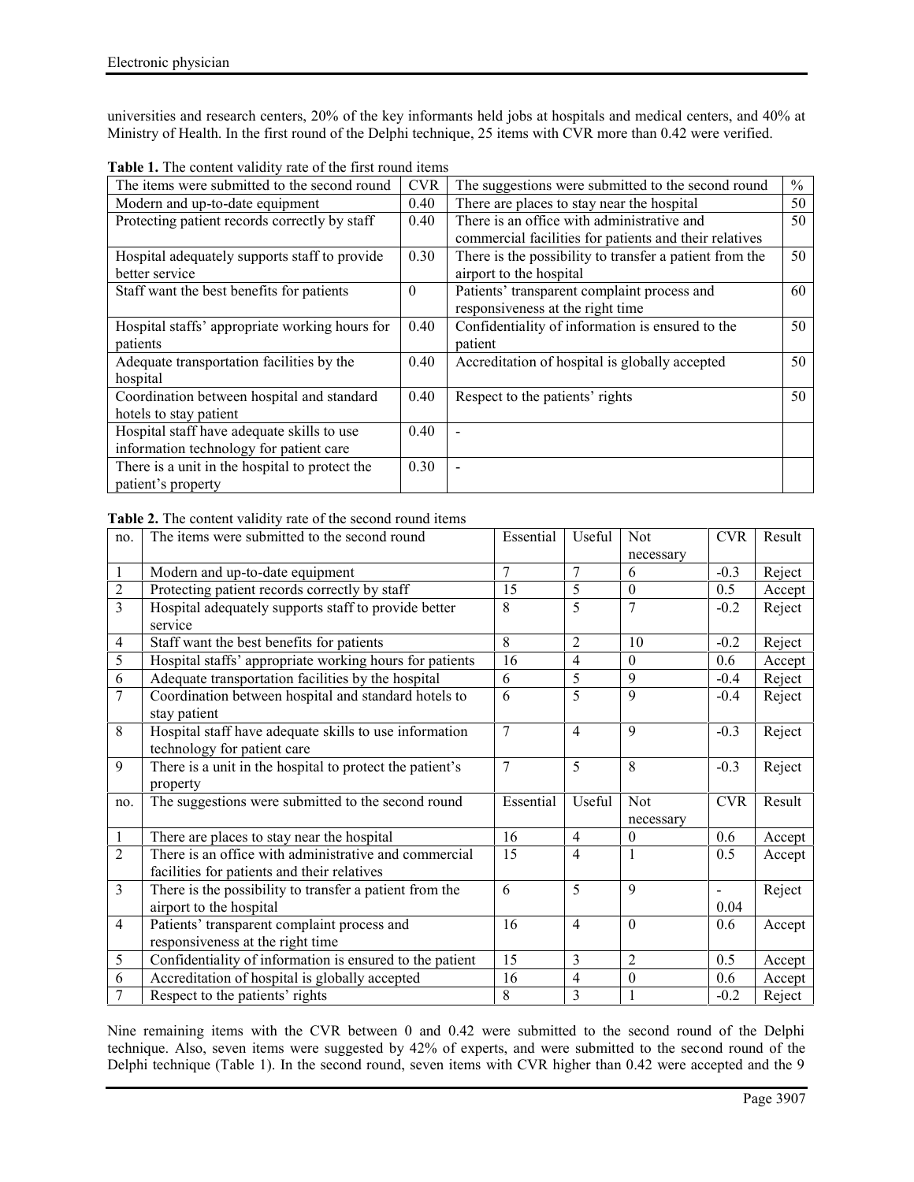universities and research centers, 20% of the key informants held jobs at hospitals and medical centers, and 40% at Ministry of Health. In the first round of the Delphi technique, 25 items with CVR more than 0.42 were verified.

**Table 1.** The content validity rate of the first round items

| The items were submitted to the second round | CVR | The suggestions were submitted to the second round | % |
|---|---|---|---|
| Modern and up-to-date equipment | 0.40 | There are places to stay near the hospital | 50 |
| Protecting patient records correctly by staff | 0.40 | There is an office with administrative and commercial facilities for patients and their relatives | 50 |
| Hospital adequately supports staff to provide better service | 0.30 | There is the possibility to transfer a patient from the airport to the hospital | 50 |
| Staff want the best benefits for patients | 0 | Patients' transparent complaint process and responsiveness at the right time | 60 |
| Hospital staffs' appropriate working hours for patients | 0.40 | Confidentiality of information is ensured to the patient | 50 |
| Adequate transportation facilities by the hospital | 0.40 | Accreditation of hospital is globally accepted | 50 |
| Coordination between hospital and standard hotels to stay patient | 0.40 | Respect to the patients' rights | 50 |
| Hospital staff have adequate skills to use information technology for patient care | 0.40 | - | |
| There is a unit in the hospital to protect the patient's property | 0.30 | - | |

**Table 2.** The content validity rate of the second round items

| no. | The items were submitted to the second round | Essential | Useful | Not necessary | CVR | Result |
|---|---|---|---|---|---|---|
| 1 | Modern and up-to-date equipment | 7 | 7 | 6 | -0.3 | Reject |
| 2 | Protecting patient records correctly by staff | 15 | 5 | 0 | 0.5 | Accept |
| 3 | Hospital adequately supports staff to provide better service | 8 | 5 | 7 | -0.2 | Reject |
| 4 | Staff want the best benefits for patients | 8 | 2 | 10 | -0.2 | Reject |
| 5 | Hospital staffs' appropriate working hours for patients | 16 | 4 | 0 | 0.6 | Accept |
| 6 | Adequate transportation facilities by the hospital | 6 | 5 | 9 | -0.4 | Reject |
| 7 | Coordination between hospital and standard hotels to stay patient | 6 | 5 | 9 | -0.4 | Reject |
| 8 | Hospital staff have adequate skills to use information technology for patient care | 7 | 4 | 9 | -0.3 | Reject |
| 9 | There is a unit in the hospital to protect the patient's property | 7 | 5 | 8 | -0.3 | Reject |
| no. | The suggestions were submitted to the second round | Essential | Useful | Not necessary | CVR | Result |
| 1 | There are places to stay near the hospital | 16 | 4 | 0 | 0.6 | Accept |
| 2 | There is an office with administrative and commercial facilities for patients and their relatives | 15 | 4 | 1 | 0.5 | Accept |
| 3 | There is the possibility to transfer a patient from the airport to the hospital | 6 | 5 | 9 | -0.04 | Reject |
| 4 | Patients' transparent complaint process and responsiveness at the right time | 16 | 4 | 0 | 0.6 | Accept |
| 5 | Confidentiality of information is ensured to the patient | 15 | 3 | 2 | 0.5 | Accept |
| 6 | Accreditation of hospital is globally accepted | 16 | 4 | 0 | 0.6 | Accept |
| 7 | Respect to the patients' rights | 8 | 3 | 1 | -0.2 | Reject |

Nine remaining items with the CVR between 0 and 0.42 were submitted to the second round of the Delphi technique. Also, seven items were suggested by 42% of experts, and were submitted to the second round of the Delphi technique (Table 1). In the second round, seven items with CVR higher than 0.42 were accepted and the 9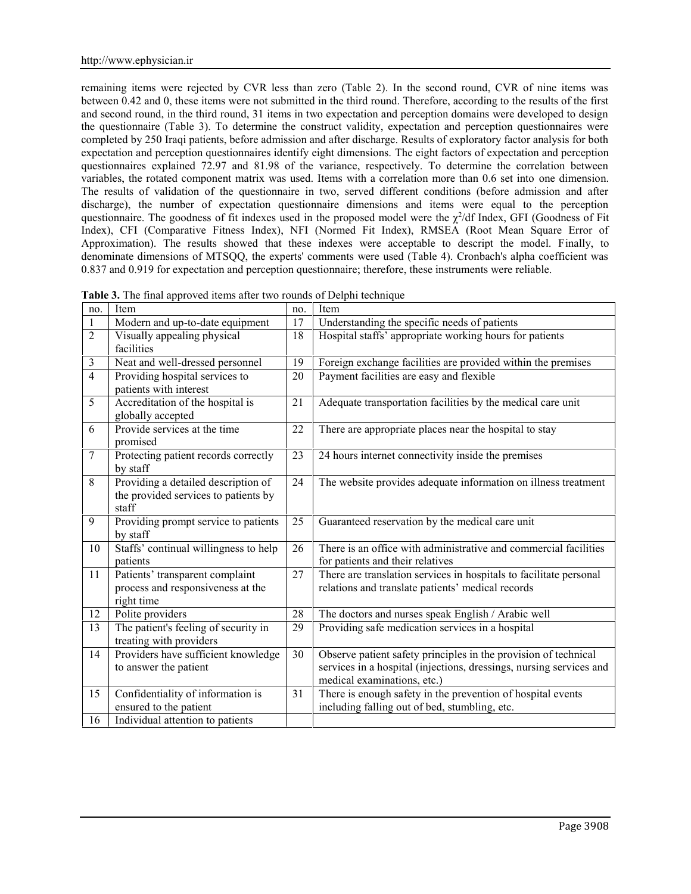remaining items were rejected by CVR less than zero (Table 2). In the second round, CVR of nine items was between 0.42 and 0, these items were not submitted in the third round. Therefore, according to the results of the first and second round, in the third round, 31 items in two expectation and perception domains were developed to design the questionnaire (Table 3). To determine the construct validity, expectation and perception questionnaires were completed by 250 Iraqi patients, before admission and after discharge. Results of exploratory factor analysis for both expectation and perception questionnaires identify eight dimensions. The eight factors of expectation and perception questionnaires explained 72.97 and 81.98 of the variance, respectively. To determine the correlation between variables, the rotated component matrix was used. Items with a correlation more than 0.6 set into one dimension. The results of validation of the questionnaire in two, served different conditions (before admission and after discharge), the number of expectation questionnaire dimensions and items were equal to the perception questionnaire. The goodness of fit indexes used in the proposed model were the $\chi^2$/df Index, GFI (Goodness of Fit Index), CFI (Comparative Fitness Index), NFI (Normed Fit Index), RMSEA (Root Mean Square Error of Approximation). The results showed that these indexes were acceptable to descript the model. Finally, to denominate dimensions of MTSQQ, the experts' comments were used (Table 4). Cronbach's alpha coefficient was 0.837 and 0.919 for expectation and perception questionnaire; therefore, these instruments were reliable.

**Table 3.** The final approved items after two rounds of Delphi technique

| no. | Item | no. | Item |
|---|---|---|---|
| 1 | Modern and up-to-date equipment | 17 | Understanding the specific needs of patients |
| 2 | Visually appealing physical facilities | 18 | Hospital staffs' appropriate working hours for patients |
| 3 | Neat and well-dressed personnel | 19 | Foreign exchange facilities are provided within the premises |
| 4 | Providing hospital services to patients with interest | 20 | Payment facilities are easy and flexible |
| 5 | Accreditation of the hospital is globally accepted | 21 | Adequate transportation facilities by the medical care unit |
| 6 | Provide services at the time promised | 22 | There are appropriate places near the hospital to stay |
| 7 | Protecting patient records correctly by staff | 23 | 24 hours internet connectivity inside the premises |
| 8 | Providing a detailed description of the provided services to patients by staff | 24 | The website provides adequate information on illness treatment |
| 9 | Providing prompt service to patients by staff | 25 | Guaranteed reservation by the medical care unit |
| 10 | Staffs' continual willingness to help patients | 26 | There is an office with administrative and commercial facilities for patients and their relatives |
| 11 | Patients' transparent complaint process and responsiveness at the right time | 27 | There are translation services in hospitals to facilitate personal relations and translate patients' medical records |
| 12 | Polite providers | 28 | The doctors and nurses speak English / Arabic well |
| 13 | The patient's feeling of security in treating with providers | 29 | Providing safe medication services in a hospital |
| 14 | Providers have sufficient knowledge to answer the patient | 30 | Observe patient safety principles in the provision of technical services in a hospital (injections, dressings, nursing services and medical examinations, etc.) |
| 15 | Confidentiality of information is ensured to the patient | 31 | There is enough safety in the prevention of hospital events including falling out of bed, stumbling, etc. |
| 16 | Individual attention to patients | | |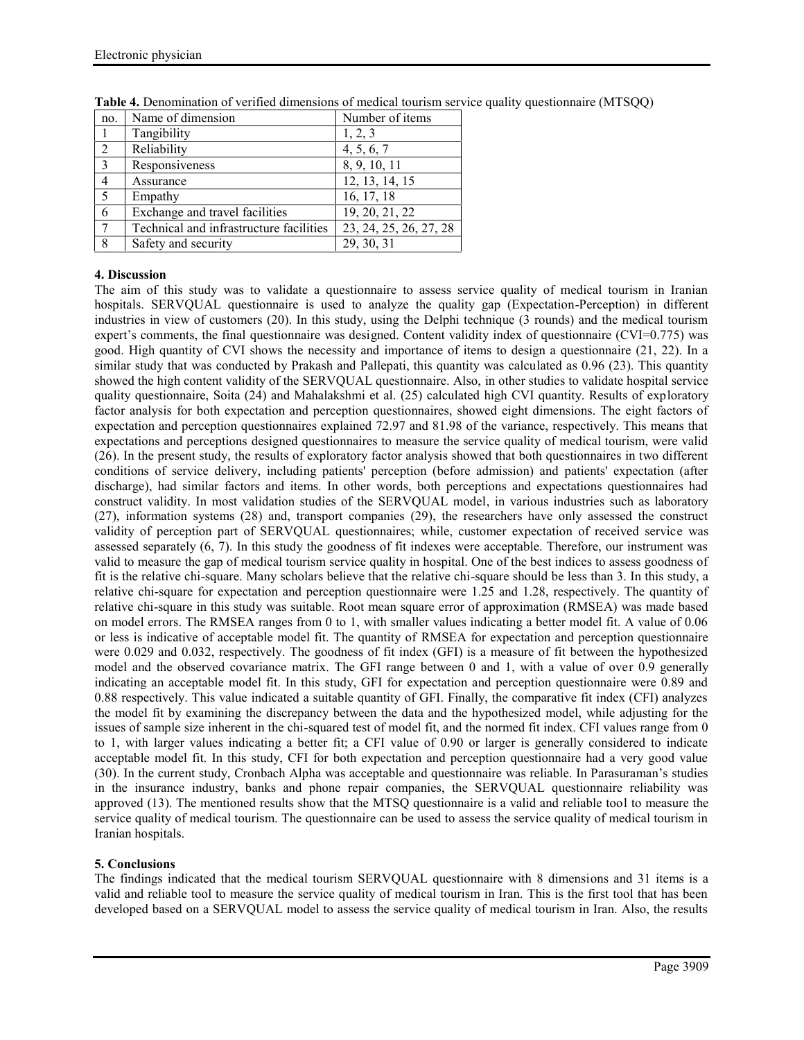**Table 4.** Denomination of verified dimensions of medical tourism service quality questionnaire (MTSQQ)

| no. | Name of dimension | Number of items |
|---|---|---|
| 1 | Tangibility | 1, 2, 3 |
| 2 | Reliability | 4, 5, 6, 7 |
| 3 | Responsiveness | 8, 9, 10, 11 |
| 4 | Assurance | 12, 13, 14, 15 |
| 5 | Empathy | 16, 17, 18 |
| 6 | Exchange and travel facilities | 19, 20, 21, 22 |
| 7 | Technical and infrastructure facilities | 23, 24, 25, 26, 27, 28 |
| 8 | Safety and security | 29, 30, 31 |

## 4. Discussion

The aim of this study was to validate a questionnaire to assess service quality of medical tourism in Iranian hospitals. SERVQUAL questionnaire is used to analyze the quality gap (Expectation-Perception) in different industries in view of customers (20). In this study, using the Delphi technique (3 rounds) and the medical tourism expert's comments, the final questionnaire was designed. Content validity index of questionnaire (CVI=0.775) was good. High quantity of CVI shows the necessity and importance of items to design a questionnaire (21, 22). In a similar study that was conducted by Prakash and Pallepati, this quantity was calculated as 0.96 (23). This quantity showed the high content validity of the SERVQUAL questionnaire. Also, in other studies to validate hospital service quality questionnaire, Soita (24) and Mahalakshmi et al. (25) calculated high CVI quantity. Results of exploratory factor analysis for both expectation and perception questionnaires, showed eight dimensions. The eight factors of expectation and perception questionnaires explained 72.97 and 81.98 of the variance, respectively. This means that expectations and perceptions designed questionnaires to measure the service quality of medical tourism, were valid (26). In the present study, the results of exploratory factor analysis showed that both questionnaires in two different conditions of service delivery, including patients' perception (before admission) and patients' expectation (after discharge), had similar factors and items. In other words, both perceptions and expectations questionnaires had construct validity. In most validation studies of the SERVQUAL model, in various industries such as laboratory (27), information systems (28) and, transport companies (29), the researchers have only assessed the construct validity of perception part of SERVQUAL questionnaires; while, customer expectation of received service was assessed separately (6, 7). In this study the goodness of fit indexes were acceptable. Therefore, our instrument was valid to measure the gap of medical tourism service quality in hospital. One of the best indices to assess goodness of fit is the relative chi-square. Many scholars believe that the relative chi-square should be less than 3. In this study, a relative chi-square for expectation and perception questionnaire were 1.25 and 1.28, respectively. The quantity of relative chi-square in this study was suitable. Root mean square error of approximation (RMSEA) was made based on model errors. The RMSEA ranges from 0 to 1, with smaller values indicating a better model fit. A value of 0.06 or less is indicative of acceptable model fit. The quantity of RMSEA for expectation and perception questionnaire were 0.029 and 0.032, respectively. The goodness of fit index (GFI) is a measure of fit between the hypothesized model and the observed covariance matrix. The GFI range between 0 and 1, with a value of over 0.9 generally indicating an acceptable model fit. In this study, GFI for expectation and perception questionnaire were 0.89 and 0.88 respectively. This value indicated a suitable quantity of GFI. Finally, the comparative fit index (CFI) analyzes the model fit by examining the discrepancy between the data and the hypothesized model, while adjusting for the issues of sample size inherent in the chi-squared test of model fit, and the normed fit index. CFI values range from 0 to 1, with larger values indicating a better fit; a CFI value of 0.90 or larger is generally considered to indicate acceptable model fit. In this study, CFI for both expectation and perception questionnaire had a very good value (30). In the current study, Cronbach Alpha was acceptable and questionnaire was reliable. In Parasuraman's studies in the insurance industry, banks and phone repair companies, the SERVQUAL questionnaire reliability was approved (13). The mentioned results show that the MTSQ questionnaire is a valid and reliable tool to measure the service quality of medical tourism. The questionnaire can be used to assess the service quality of medical tourism in Iranian hospitals.

## 5. Conclusions

The findings indicated that the medical tourism SERVQUAL questionnaire with 8 dimensions and 31 items is a valid and reliable tool to measure the service quality of medical tourism in Iran. This is the first tool that has been developed based on a SERVQUAL model to assess the service quality of medical tourism in Iran. Also, the results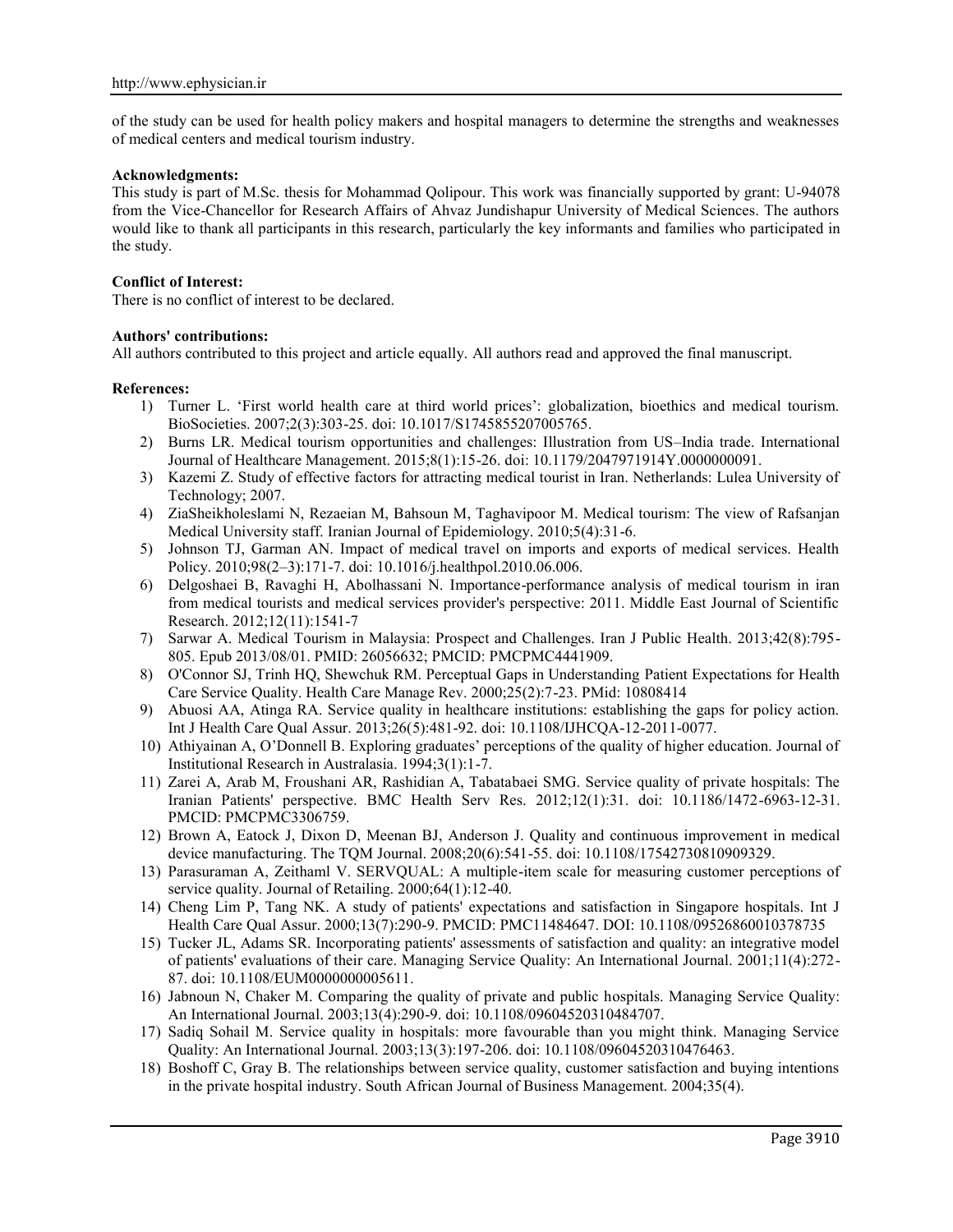of the study can be used for health policy makers and hospital managers to determine the strengths and weaknesses of medical centers and medical tourism industry.

**Acknowledgments:**

This study is part of M.Sc. thesis for Mohammad Qolipour. This work was financially supported by grant: U-94078 from the Vice-Chancellor for Research Affairs of Ahvaz Jundishapur University of Medical Sciences. The authors would like to thank all participants in this research, particularly the key informants and families who participated in the study.

**Conflict of Interest:**

There is no conflict of interest to be declared.

**Authors' contributions:**

All authors contributed to this project and article equally. All authors read and approved the final manuscript.

**References:**

1) Turner L. 'First world health care at third world prices': globalization, bioethics and medical tourism. BioSocieties. 2007;2(3):303-25. doi: 10.1017/S1745855207005765.
2) Burns LR. Medical tourism opportunities and challenges: Illustration from US–India trade. International Journal of Healthcare Management. 2015;8(1):15-26. doi: 10.1179/2047971914Y.0000000091.
3) Kazemi Z. Study of effective factors for attracting medical tourist in Iran. Netherlands: Lulea University of Technology; 2007.
4) ZiaSheikholeslami N, Rezaeian M, Bahsoun M, Taghavipoor M. Medical tourism: The view of Rafsanjan Medical University staff. Iranian Journal of Epidemiology. 2010;5(4):31-6.
5) Johnson TJ, Garman AN. Impact of medical travel on imports and exports of medical services. Health Policy. 2010;98(2–3):171-7. doi: 10.1016/j.healthpol.2010.06.006.
6) Delgoshaei B, Ravaghi H, Abolhassani N. Importance-performance analysis of medical tourism in iran from medical tourists and medical services provider's perspective: 2011. Middle East Journal of Scientific Research. 2012;12(11):1541-7
7) Sarwar A. Medical Tourism in Malaysia: Prospect and Challenges. Iran J Public Health. 2013;42(8):795-805. Epub 2013/08/01. PMID: 26056632; PMCID: PMCPMC4441909.
8) O'Connor SJ, Trinh HQ, Shewchuk RM. Perceptual Gaps in Understanding Patient Expectations for Health Care Service Quality. Health Care Manage Rev. 2000;25(2):7-23. PMid: 10808414
9) Abuosi AA, Atinga RA. Service quality in healthcare institutions: establishing the gaps for policy action. Int J Health Care Qual Assur. 2013;26(5):481-92. doi: 10.1108/IJHCQA-12-2011-0077.
10) Athiyainan A, O'Donnell B. Exploring graduates' perceptions of the quality of higher education. Journal of Institutional Research in Australasia. 1994;3(1):1-7.
11) Zarei A, Arab M, Froushani AR, Rashidian A, Tabatabaei SMG. Service quality of private hospitals: The Iranian Patients' perspective. BMC Health Serv Res. 2012;12(1):31. doi: 10.1186/1472-6963-12-31. PMCID: PMCPMC3306759.
12) Brown A, Eatock J, Dixon D, Meenan BJ, Anderson J. Quality and continuous improvement in medical device manufacturing. The TQM Journal. 2008;20(6):541-55. doi: 10.1108/17542730810909329.
13) Parasuraman A, Zeithaml V. SERVQUAL: A multiple-item scale for measuring customer perceptions of service quality. Journal of Retailing. 2000;64(1):12-40.
14) Cheng Lim P, Tang NK. A study of patients' expectations and satisfaction in Singapore hospitals. Int J Health Care Qual Assur. 2000;13(7):290-9. PMCID: PMC11484647. DOI: 10.1108/09526860010378735
15) Tucker JL, Adams SR. Incorporating patients' assessments of satisfaction and quality: an integrative model of patients' evaluations of their care. Managing Service Quality: An International Journal. 2001;11(4):272-87. doi: 10.1108/EUM0000000005611.
16) Jabnoun N, Chaker M. Comparing the quality of private and public hospitals. Managing Service Quality: An International Journal. 2003;13(4):290-9. doi: 10.1108/09604520310484707.
17) Sadiq Sohail M. Service quality in hospitals: more favourable than you might think. Managing Service Quality: An International Journal. 2003;13(3):197-206. doi: 10.1108/09604520310476463.
18) Boshoff C, Gray B. The relationships between service quality, customer satisfaction and buying intentions in the private hospital industry. South African Journal of Business Management. 2004;35(4).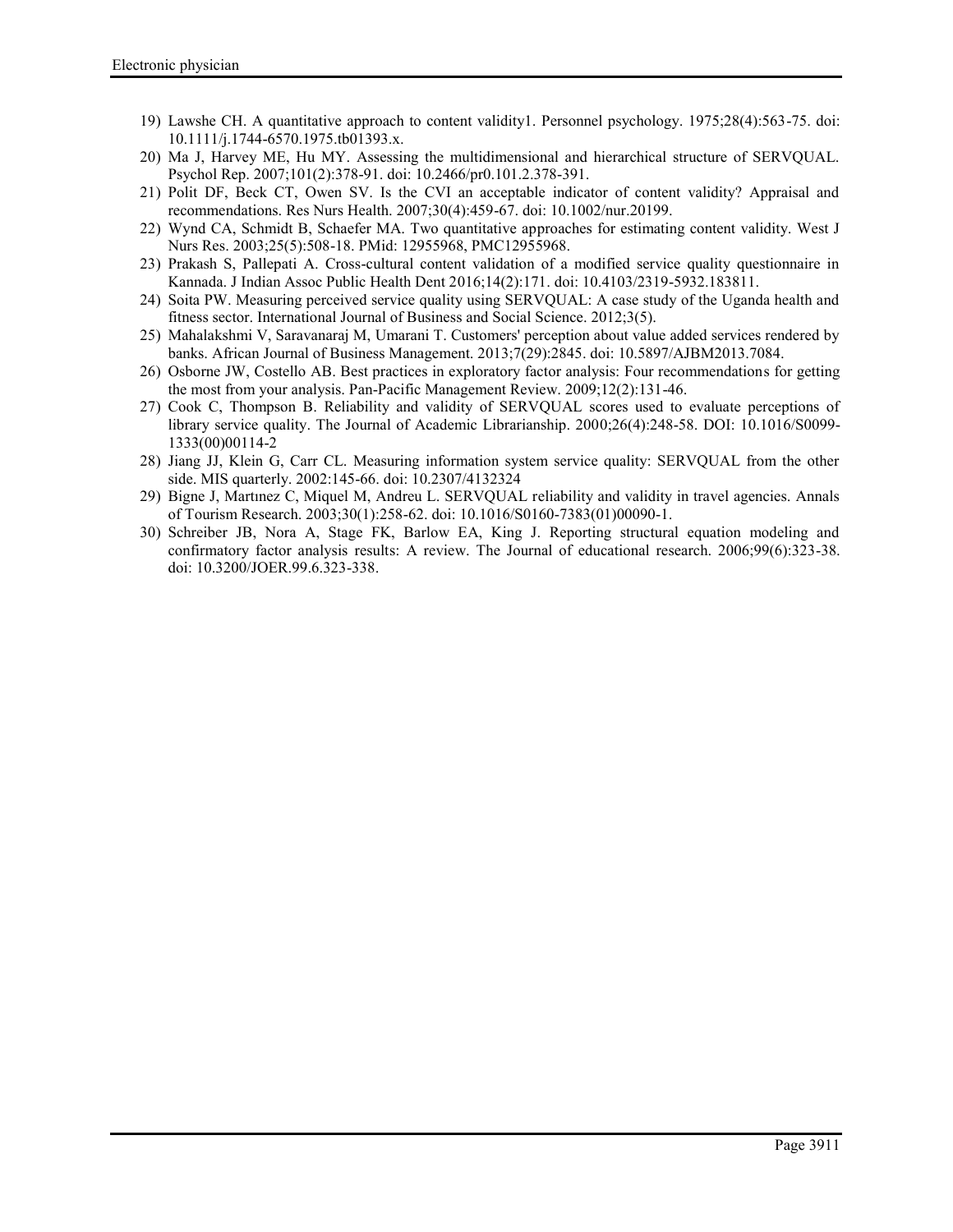19) Lawshe CH. A quantitative approach to content validity1. Personnel psychology. 1975;28(4):563-75. doi: 10.1111/j.1744-6570.1975.tb01393.x.
20) Ma J, Harvey ME, Hu MY. Assessing the multidimensional and hierarchical structure of SERVQUAL. Psychol Rep. 2007;101(2):378-91. doi: 10.2466/pr0.101.2.378-391.
21) Polit DF, Beck CT, Owen SV. Is the CVI an acceptable indicator of content validity? Appraisal and recommendations. Res Nurs Health. 2007;30(4):459-67. doi: 10.1002/nur.20199.
22) Wynd CA, Schmidt B, Schaefer MA. Two quantitative approaches for estimating content validity. West J Nurs Res. 2003;25(5):508-18. PMid: 12955968, PMC12955968.
23) Prakash S, Pallepati A. Cross-cultural content validation of a modified service quality questionnaire in Kannada. J Indian Assoc Public Health Dent 2016;14(2):171. doi: 10.4103/2319-5932.183811.
24) Soita PW. Measuring perceived service quality using SERVQUAL: A case study of the Uganda health and fitness sector. International Journal of Business and Social Science. 2012;3(5).
25) Mahalakshmi V, Saravanaraj M, Umarani T. Customers' perception about value added services rendered by banks. African Journal of Business Management. 2013;7(29):2845. doi: 10.5897/AJBM2013.7084.
26) Osborne JW, Costello AB. Best practices in exploratory factor analysis: Four recommendations for getting the most from your analysis. Pan-Pacific Management Review. 2009;12(2):131-46.
27) Cook C, Thompson B. Reliability and validity of SERVQUAL scores used to evaluate perceptions of library service quality. The Journal of Academic Librarianship. 2000;26(4):248-58. DOI: 10.1016/S0099-1333(00)00114-2
28) Jiang JJ, Klein G, Carr CL. Measuring information system service quality: SERVQUAL from the other side. MIS quarterly. 2002:145-66. doi: 10.2307/4132324
29) Bigne J, Martınez C, Miquel M, Andreu L. SERVQUAL reliability and validity in travel agencies. Annals of Tourism Research. 2003;30(1):258-62. doi: 10.1016/S0160-7383(01)00090-1.
30) Schreiber JB, Nora A, Stage FK, Barlow EA, King J. Reporting structural equation modeling and confirmatory factor analysis results: A review. The Journal of educational research. 2006;99(6):323-38. doi: 10.3200/JOER.99.6.323-338.